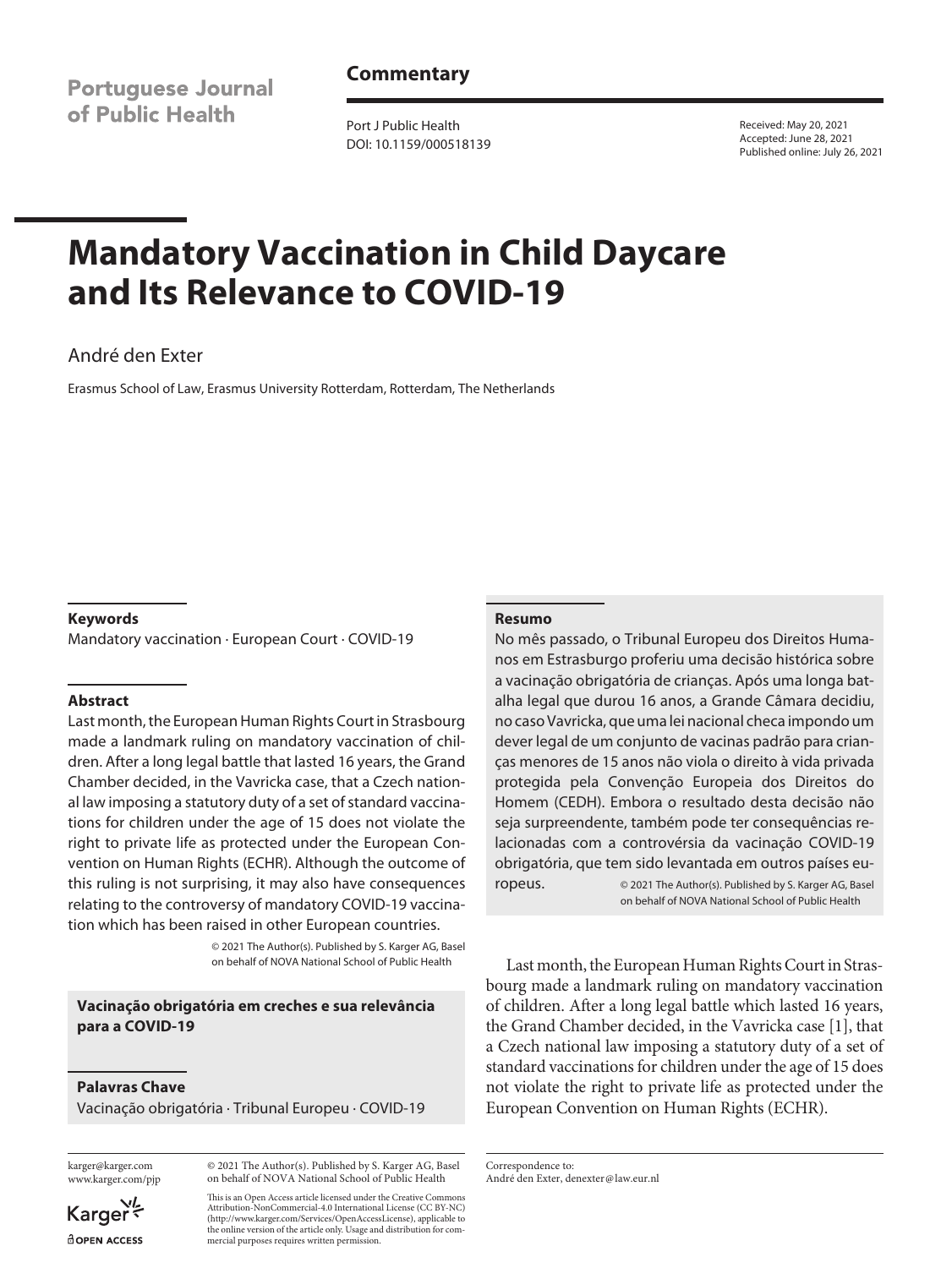**Commentary**

Port J Public Health
DOI: 10.1159/000518139

Received: May 20, 2021
Accepted: June 28, 2021
Published online: July 26, 2021

# Mandatory Vaccination in Child Daycare and Its Relevance to COVID-19

André den Exter

Erasmus School of Law, Erasmus University Rotterdam, Rotterdam, The Netherlands

### Keywords

Mandatory vaccination · European Court · COVID-19

### Abstract

Last month, the European Human Rights Court in Strasbourg made a landmark ruling on mandatory vaccination of children. After a long legal battle that lasted 16 years, the Grand Chamber decided, in the Vavricka case, that a Czech national law imposing a statutory duty of a set of standard vaccinations for children under the age of 15 does not violate the right to private life as protected under the European Convention on Human Rights (ECHR). Although the outcome of this ruling is not surprising, it may also have consequences relating to the controversy of mandatory COVID-19 vaccination which has been raised in other European countries.

© 2021 The Author(s). Published by S. Karger AG, Basel on behalf of NOVA National School of Public Health

**Vacinação obrigatória em creches e sua relevância para a COVID-19**

### Palavras Chave

Vacinação obrigatória · Tribunal Europeu · COVID-19

### Resumo

No mês passado, o Tribunal Europeu dos Direitos Humanos em Estrasburgo proferiu uma decisão histórica sobre a vacinação obrigatória de crianças. Após uma longa batalha legal que durou 16 anos, a Grande Câmara decidiu, no caso Vavricka, que uma lei nacional checa impondo um dever legal de um conjunto de vacinas padrão para crianças menores de 15 anos não viola o direito à vida privada protegida pela Convenção Europeia dos Direitos do Homem (CEDH). Embora o resultado desta decisão não seja surpreendente, também pode ter consequências relacionadas com a controvérsia da vacinação COVID-19 obrigatória, que tem sido levantada em outros países europeus.

© 2021 The Author(s). Published by S. Karger AG, Basel on behalf of NOVA National School of Public Health

Last month, the European Human Rights Court in Strasbourg made a landmark ruling on mandatory vaccination of children. After a long legal battle which lasted 16 years, the Grand Chamber decided, in the Vavricka case [1], that a Czech national law imposing a statutory duty of a set of standard vaccinations for children under the age of 15 does not violate the right to private life as protected under the European Convention on Human Rights (ECHR).

karger@karger.com
www.karger.com/pjp

© 2021 The Author(s). Published by S. Karger AG, Basel on behalf of NOVA National School of Public Health

This is an Open Access article licensed under the Creative Commons Attribution-NonCommercial-4.0 International License (CC BY-NC) (http://www.karger.com/Services/OpenAccessLicense), applicable to the online version of the article only. Usage and distribution for commercial purposes requires written permission.

Correspondence to:
André den Exter, denexter@law.eur.nl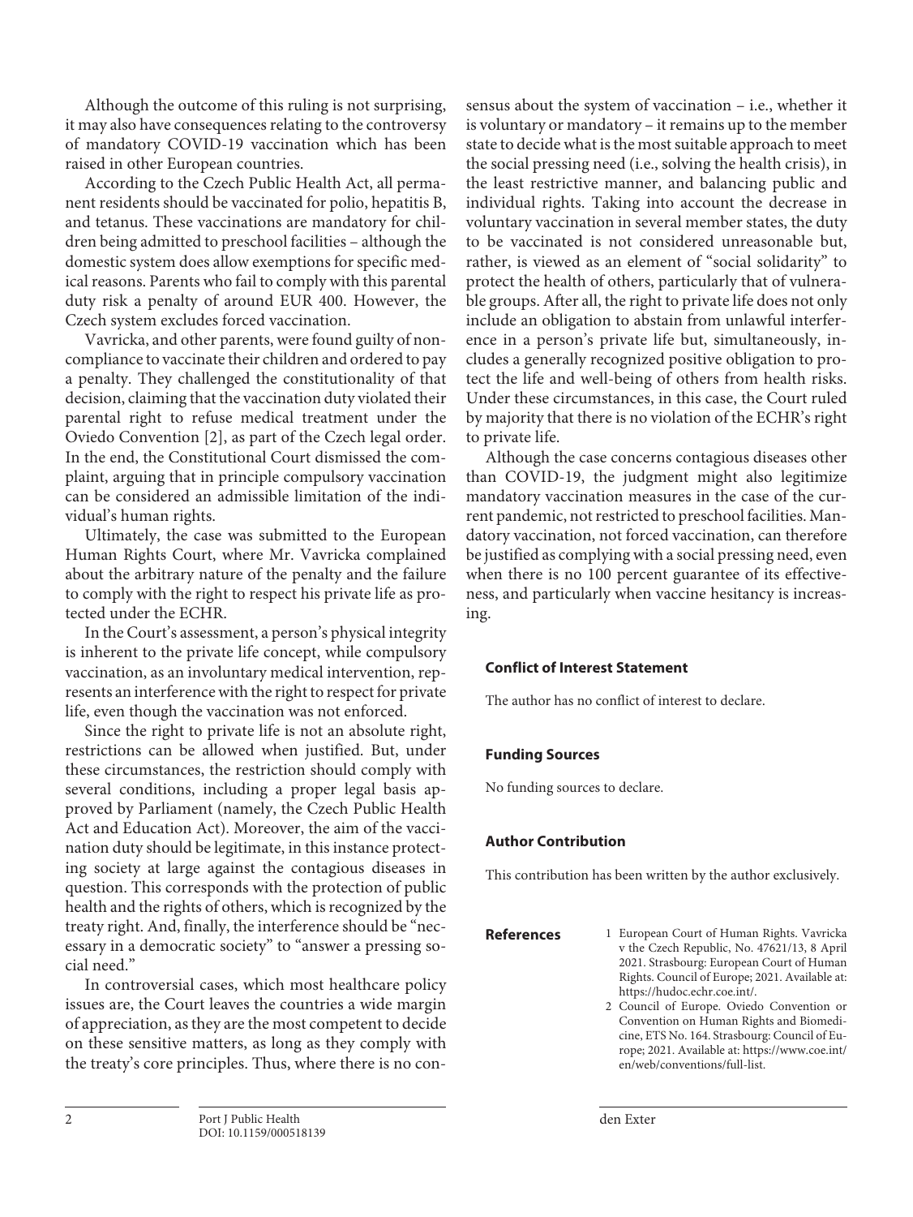Although the outcome of this ruling is not surprising, it may also have consequences relating to the controversy of mandatory COVID-19 vaccination which has been raised in other European countries.

According to the Czech Public Health Act, all permanent residents should be vaccinated for polio, hepatitis B, and tetanus. These vaccinations are mandatory for children being admitted to preschool facilities – although the domestic system does allow exemptions for specific medical reasons. Parents who fail to comply with this parental duty risk a penalty of around EUR 400. However, the Czech system excludes forced vaccination.

Vavricka, and other parents, were found guilty of noncompliance to vaccinate their children and ordered to pay a penalty. They challenged the constitutionality of that decision, claiming that the vaccination duty violated their parental right to refuse medical treatment under the Oviedo Convention [2], as part of the Czech legal order. In the end, the Constitutional Court dismissed the complaint, arguing that in principle compulsory vaccination can be considered an admissible limitation of the individual's human rights.

Ultimately, the case was submitted to the European Human Rights Court, where Mr. Vavricka complained about the arbitrary nature of the penalty and the failure to comply with the right to respect his private life as protected under the ECHR.

In the Court's assessment, a person's physical integrity is inherent to the private life concept, while compulsory vaccination, as an involuntary medical intervention, represents an interference with the right to respect for private life, even though the vaccination was not enforced.

Since the right to private life is not an absolute right, restrictions can be allowed when justified. But, under these circumstances, the restriction should comply with several conditions, including a proper legal basis approved by Parliament (namely, the Czech Public Health Act and Education Act). Moreover, the aim of the vaccination duty should be legitimate, in this instance protecting society at large against the contagious diseases in question. This corresponds with the protection of public health and the rights of others, which is recognized by the treaty right. And, finally, the interference should be "necessary in a democratic society" to "answer a pressing social need."

In controversial cases, which most healthcare policy issues are, the Court leaves the countries a wide margin of appreciation, as they are the most competent to decide on these sensitive matters, as long as they comply with the treaty's core principles. Thus, where there is no consensus about the system of vaccination – i.e., whether it is voluntary or mandatory – it remains up to the member state to decide what is the most suitable approach to meet the social pressing need (i.e., solving the health crisis), in the least restrictive manner, and balancing public and individual rights. Taking into account the decrease in voluntary vaccination in several member states, the duty to be vaccinated is not considered unreasonable but, rather, is viewed as an element of "social solidarity" to protect the health of others, particularly that of vulnerable groups. After all, the right to private life does not only include an obligation to abstain from unlawful interference in a person's private life but, simultaneously, includes a generally recognized positive obligation to protect the life and well-being of others from health risks. Under these circumstances, in this case, the Court ruled by majority that there is no violation of the ECHR's right to private life.

Although the case concerns contagious diseases other than COVID-19, the judgment might also legitimize mandatory vaccination measures in the case of the current pandemic, not restricted to preschool facilities. Mandatory vaccination, not forced vaccination, can therefore be justified as complying with a social pressing need, even when there is no 100 percent guarantee of its effectiveness, and particularly when vaccine hesitancy is increasing.

### Conflict of Interest Statement

The author has no conflict of interest to declare.

### Funding Sources

No funding sources to declare.

### Author Contribution

This contribution has been written by the author exclusively.

### References

1. European Court of Human Rights. Vavricka v the Czech Republic, No. 47621/13, 8 April 2021. Strasbourg: European Court of Human Rights. Council of Europe; 2021. Available at: https://hudoc.echr.coe.int/.
2. Council of Europe. Oviedo Convention or Convention on Human Rights and Biomedicine, ETS No. 164. Strasbourg: Council of Europe; 2021. Available at: https://www.coe.int/en/web/conventions/full-list.